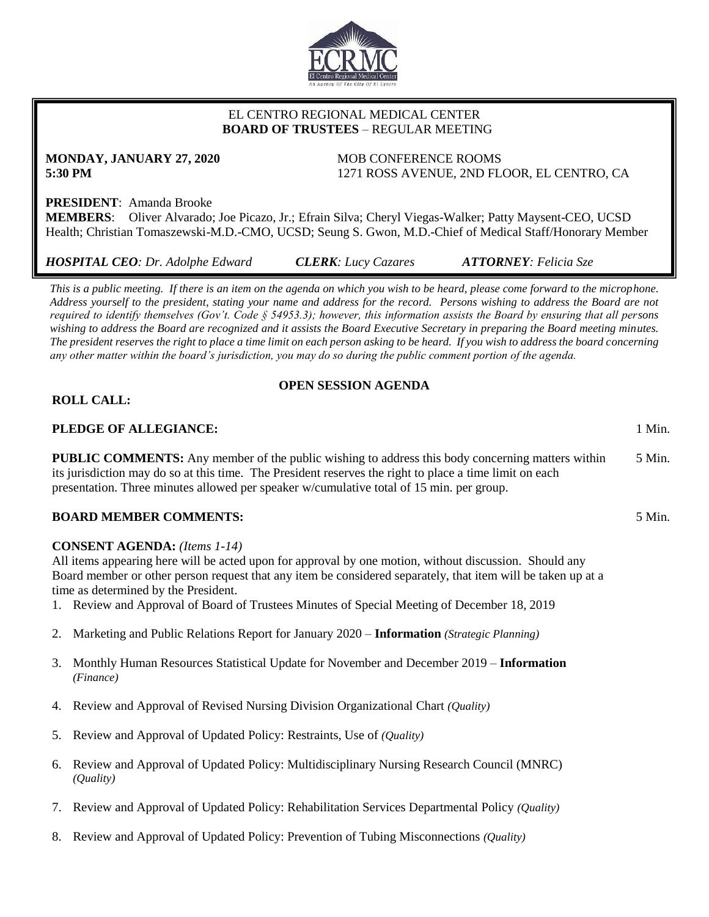EL CENTRO REGIONAL MEDICAL CENTER
**BOARD OF TRUSTEES** – REGULAR MEETING

**MONDAY, JANUARY 27, 2020**
**5:30 PM**

MOB CONFERENCE ROOMS
1271 ROSS AVENUE, 2ND FLOOR, EL CENTRO, CA

**PRESIDENT**: Amanda Brooke
**MEMBERS**: Oliver Alvarado; Joe Picazo, Jr.; Efrain Silva; Cheryl Viegas-Walker; Patty Maysent-CEO, UCSD Health; Christian Tomaszewski-M.D.-CMO, UCSD; Seung S. Gwon, M.D.-Chief of Medical Staff/Honorary Member

***HOSPITAL CEO**: Dr. Adolphe Edward* ***CLERK**: Lucy Cazares* ***ATTORNEY**: Felicia Sze*

*This is a public meeting. If there is an item on the agenda on which you wish to be heard, please come forward to the microphone. Address yourself to the president, stating your name and address for the record. Persons wishing to address the Board are not required to identify themselves (Gov't. Code § 54953.3); however, this information assists the Board by ensuring that all persons wishing to address the Board are recognized and it assists the Board Executive Secretary in preparing the Board meeting minutes. The president reserves the right to place a time limit on each person asking to be heard. If you wish to address the board concerning any other matter within the board's jurisdiction, you may do so during the public comment portion of the agenda.*

## OPEN SESSION AGENDA

**ROLL CALL:**

**PLEDGE OF ALLEGIANCE:** 1 Min.

**PUBLIC COMMENTS:** Any member of the public wishing to address this body concerning matters within its jurisdiction may do so at this time. The President reserves the right to place a time limit on each presentation. Three minutes allowed per speaker w/cumulative total of 15 min. per group. 5 Min.

**BOARD MEMBER COMMENTS:** 5 Min.

**CONSENT AGENDA:** *(Items 1-14)*
All items appearing here will be acted upon for approval by one motion, without discussion. Should any Board member or other person request that any item be considered separately, that item will be taken up at a time as determined by the President.

1. Review and Approval of Board of Trustees Minutes of Special Meeting of December 18, 2019
2. Marketing and Public Relations Report for January 2020 – **Information** *(Strategic Planning)*
3. Monthly Human Resources Statistical Update for November and December 2019 – **Information** *(Finance)*
4. Review and Approval of Revised Nursing Division Organizational Chart *(Quality)*
5. Review and Approval of Updated Policy: Restraints, Use of *(Quality)*
6. Review and Approval of Updated Policy: Multidisciplinary Nursing Research Council (MNRC) *(Quality)*
7. Review and Approval of Updated Policy: Rehabilitation Services Departmental Policy *(Quality)*
8. Review and Approval of Updated Policy: Prevention of Tubing Misconnections *(Quality)*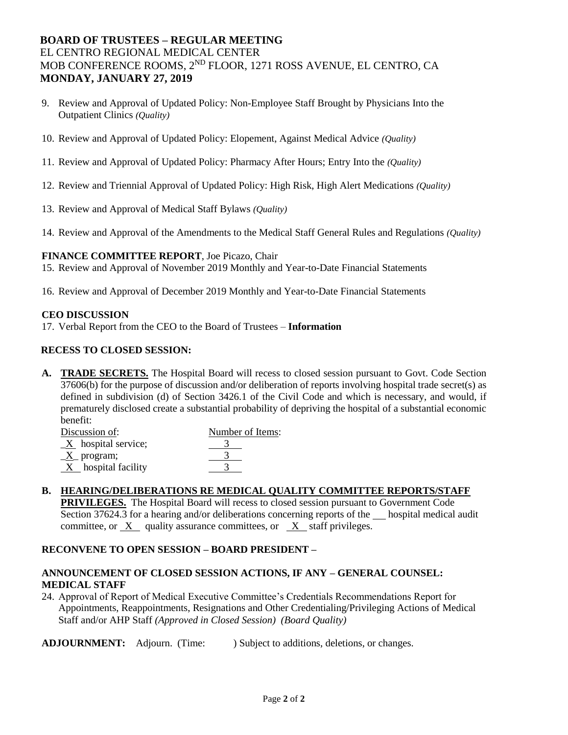**BOARD OF TRUSTEES – REGULAR MEETING**
EL CENTRO REGIONAL MEDICAL CENTER
MOB CONFERENCE ROOMS, 2[ND] FLOOR, 1271 ROSS AVENUE, EL CENTRO, CA
**MONDAY, JANUARY 27, 2019**

9. Review and Approval of Updated Policy: Non-Employee Staff Brought by Physicians Into the Outpatient Clinics *(Quality)*

10. Review and Approval of Updated Policy: Elopement, Against Medical Advice *(Quality)*

11. Review and Approval of Updated Policy: Pharmacy After Hours; Entry Into the *(Quality)*

12. Review and Triennial Approval of Updated Policy: High Risk, High Alert Medications *(Quality)*

13. Review and Approval of Medical Staff Bylaws *(Quality)*

14. Review and Approval of the Amendments to the Medical Staff General Rules and Regulations *(Quality)*

**FINANCE COMMITTEE REPORT**, Joe Picazo, Chair

15. Review and Approval of November 2019 Monthly and Year-to-Date Financial Statements

16. Review and Approval of December 2019 Monthly and Year-to-Date Financial Statements

**CEO DISCUSSION**

17. Verbal Report from the CEO to the Board of Trustees – **Information**

**RECESS TO CLOSED SESSION:**

**A. TRADE SECRETS.** The Hospital Board will recess to closed session pursuant to Govt. Code Section 37606(b) for the purpose of discussion and/or deliberation of reports involving hospital trade secret(s) as defined in subdivision (d) of Section 3426.1 of the Civil Code and which is necessary, and would, if prematurely disclosed create a substantial probability of depriving the hospital of a substantial economic benefit:

| Discussion of: | Number of Items: |
|---|---|
| _X_ hospital service; | 3 |
| _X_ program; | 3 |
| _X_ hospital facility | 3 |

**B. HEARING/DELIBERATIONS RE MEDICAL QUALITY COMMITTEE REPORTS/STAFF PRIVILEGES.** The Hospital Board will recess to closed session pursuant to Government Code Section 37624.3 for a hearing and/or deliberations concerning reports of the ___ hospital medical audit committee, or _X_ quality assurance committees, or _X_ staff privileges.

**RECONVENE TO OPEN SESSION – BOARD PRESIDENT –**

**ANNOUNCEMENT OF CLOSED SESSION ACTIONS, IF ANY – GENERAL COUNSEL: MEDICAL STAFF**

24. Approval of Report of Medical Executive Committee's Credentials Recommendations Report for Appointments, Reappointments, Resignations and Other Credentialing/Privileging Actions of Medical Staff and/or AHP Staff *(Approved in Closed Session) (Board Quality)*

**ADJOURNMENT:** Adjourn. (Time: ) Subject to additions, deletions, or changes.